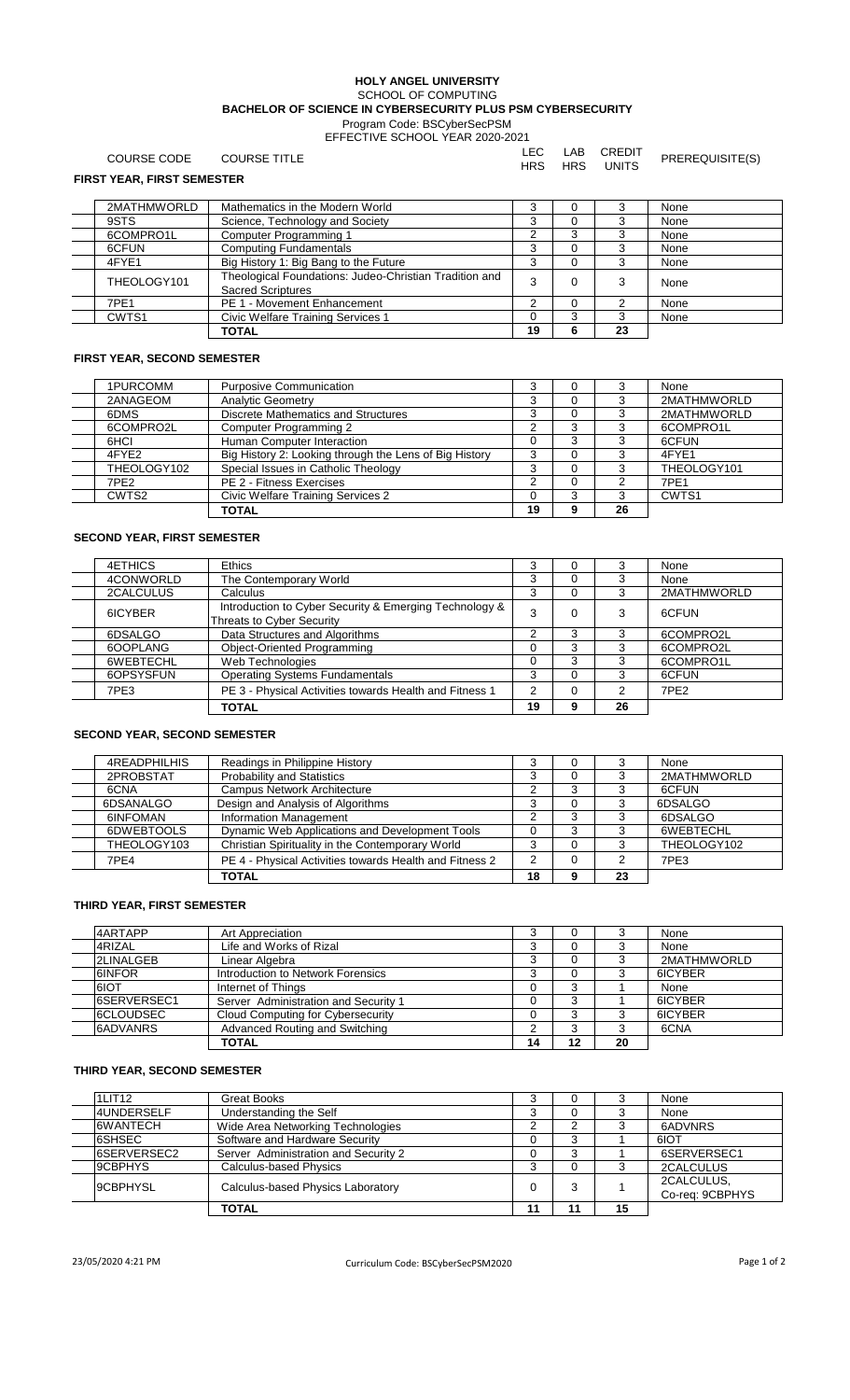# HOLY ANGEL UNIVERSITY

SCHOOL OF COMPUTING

**BACHELOR OF SCIENCE IN CYBERSECURITY PLUS PSM CYBERSECURITY**

Program Code: BSCyberSecPSM

EFFECTIVE SCHOOL YEAR 2020-2021

## FIRST YEAR, FIRST SEMESTER

| COURSE CODE | COURSE TITLE | LEC HRS | LAB HRS | CREDIT UNITS | PREREQUISITE(S) |
|---|---|---|---|---|---|
| 2MATHMWORLD | Mathematics in the Modern World | 3 | 0 | 3 | None |
| 9STS | Science, Technology and Society | 3 | 0 | 3 | None |
| 6COMPRO1L | Computer Programming 1 | 2 | 3 | 3 | None |
| 6CFUN | Computing Fundamentals | 3 | 0 | 3 | None |
| 4FYE1 | Big History 1: Big Bang to the Future | 3 | 0 | 3 | None |
| THEOLOGY101 | Theological Foundations: Judeo-Christian Tradition and Sacred Scriptures | 3 | 0 | 3 | None |
| 7PE1 | PE 1 - Movement Enhancement | 2 | 0 | 2 | None |
| CWTS1 | Civic Welfare Training Services 1 | 0 | 3 | 3 | None |
| | **TOTAL** | **19** | **6** | **23** | |

## FIRST YEAR, SECOND SEMESTER

| COURSE CODE | COURSE TITLE | LEC HRS | LAB HRS | CREDIT UNITS | PREREQUISITE(S) |
|---|---|---|---|---|---|
| 1PURCOMM | Purposive Communication | 3 | 0 | 3 | None |
| 2ANAGEOM | Analytic Geometry | 3 | 0 | 3 | 2MATHMWORLD |
| 6DMS | Discrete Mathematics and Structures | 3 | 0 | 3 | 2MATHMWORLD |
| 6COMPRO2L | Computer Programming 2 | 2 | 3 | 3 | 6COMPRO1L |
| 6HCI | Human Computer Interaction | 0 | 3 | 3 | 6CFUN |
| 4FYE2 | Big History 2: Looking through the Lens of Big History | 3 | 0 | 3 | 4FYE1 |
| THEOLOGY102 | Special Issues in Catholic Theology | 3 | 0 | 3 | THEOLOGY101 |
| 7PE2 | PE 2 - Fitness Exercises | 2 | 0 | 2 | 7PE1 |
| CWTS2 | Civic Welfare Training Services 2 | 0 | 3 | 3 | CWTS1 |
| | **TOTAL** | **19** | **9** | **26** | |

## SECOND YEAR, FIRST SEMESTER

| COURSE CODE | COURSE TITLE | LEC HRS | LAB HRS | CREDIT UNITS | PREREQUISITE(S) |
|---|---|---|---|---|---|
| 4ETHICS | Ethics | 3 | 0 | 3 | None |
| 4CONWORLD | The Contemporary World | 3 | 0 | 3 | None |
| 2CALCULUS | Calculus | 3 | 0 | 3 | 2MATHMWORLD |
| 6ICYBER | Introduction to Cyber Security & Emerging Technology & Threats to Cyber Security | 3 | 0 | 3 | 6CFUN |
| 6DSALGO | Data Structures and Algorithms | 2 | 3 | 3 | 6COMPRO2L |
| 6OOPLANG | Object-Oriented Programming | 0 | 3 | 3 | 6COMPRO2L |
| 6WEBTECHL | Web Technologies | 0 | 3 | 3 | 6COMPRO1L |
| 6OPSYSFUN | Operating Systems Fundamentals | 3 | 0 | 3 | 6CFUN |
| 7PE3 | PE 3 - Physical Activities towards Health and Fitness 1 | 2 | 0 | 2 | 7PE2 |
| | **TOTAL** | **19** | **9** | **26** | |

## SECOND YEAR, SECOND SEMESTER

| COURSE CODE | COURSE TITLE | LEC HRS | LAB HRS | CREDIT UNITS | PREREQUISITE(S) |
|---|---|---|---|---|---|
| 4READPHILHIS | Readings in Philippine History | 3 | 0 | 3 | None |
| 2PROBSTAT | Probability and Statistics | 3 | 0 | 3 | 2MATHMWORLD |
| 6CNA | Campus Network Architecture | 2 | 3 | 3 | 6CFUN |
| 6DSANALGO | Design and Analysis of Algorithms | 3 | 0 | 3 | 6DSALGO |
| 6INFOMAN | Information Management | 2 | 3 | 3 | 6DSALGO |
| 6DWEBTOOLS | Dynamic Web Applications and Development Tools | 0 | 3 | 3 | 6WEBTECHL |
| THEOLOGY103 | Christian Spirituality in the Contemporary World | 3 | 0 | 3 | THEOLOGY102 |
| 7PE4 | PE 4 - Physical Activities towards Health and Fitness 2 | 2 | 0 | 2 | 7PE3 |
| | **TOTAL** | **18** | **9** | **23** | |

## THIRD YEAR, FIRST SEMESTER

| COURSE CODE | COURSE TITLE | LEC HRS | LAB HRS | CREDIT UNITS | PREREQUISITE(S) |
|---|---|---|---|---|---|
| 4ARTAPP | Art Appreciation | 3 | 0 | 3 | None |
| 4RIZAL | Life and Works of Rizal | 3 | 0 | 3 | None |
| 2LINALGEB | Linear Algebra | 3 | 0 | 3 | 2MATHMWORLD |
| 6INFOR | Introduction to Network Forensics | 3 | 0 | 3 | 6ICYBER |
| 6IOT | Internet of Things | 0 | 3 | 1 | None |
| 6SERVERSEC1 | Server Administration and Security 1 | 0 | 3 | 1 | 6ICYBER |
| 6CLOUDSEC | Cloud Computing for Cybersecurity | 0 | 3 | 3 | 6ICYBER |
| 6ADVANRS | Advanced Routing and Switching | 2 | 3 | 3 | 6CNA |
| | **TOTAL** | **14** | **12** | **20** | |

## THIRD YEAR, SECOND SEMESTER

| COURSE CODE | COURSE TITLE | LEC HRS | LAB HRS | CREDIT UNITS | PREREQUISITE(S) |
|---|---|---|---|---|---|
| 1LIT12 | Great Books | 3 | 0 | 3 | None |
| 4UNDERSELF | Understanding the Self | 3 | 0 | 3 | None |
| 6WANTECH | Wide Area Networking Technologies | 2 | 2 | 3 | 6ADVNRS |
| 6SHSEC | Software and Hardware Security | 0 | 3 | 1 | 6IOT |
| 6SERVERSEC2 | Server Administration and Security 2 | 0 | 3 | 1 | 6SERVERSEC1 |
| 9CBPHYS | Calculus-based Physics | 3 | 0 | 3 | 2CALCULUS |
| 9CBPHYSL | Calculus-based Physics Laboratory | 0 | 3 | 1 | 2CALCULUS, Co-req: 9CBPHYS |
| | **TOTAL** | **11** | **11** | **15** | |

23/05/2020 4:21 PM Curriculum Code: BSCyberSecPSM2020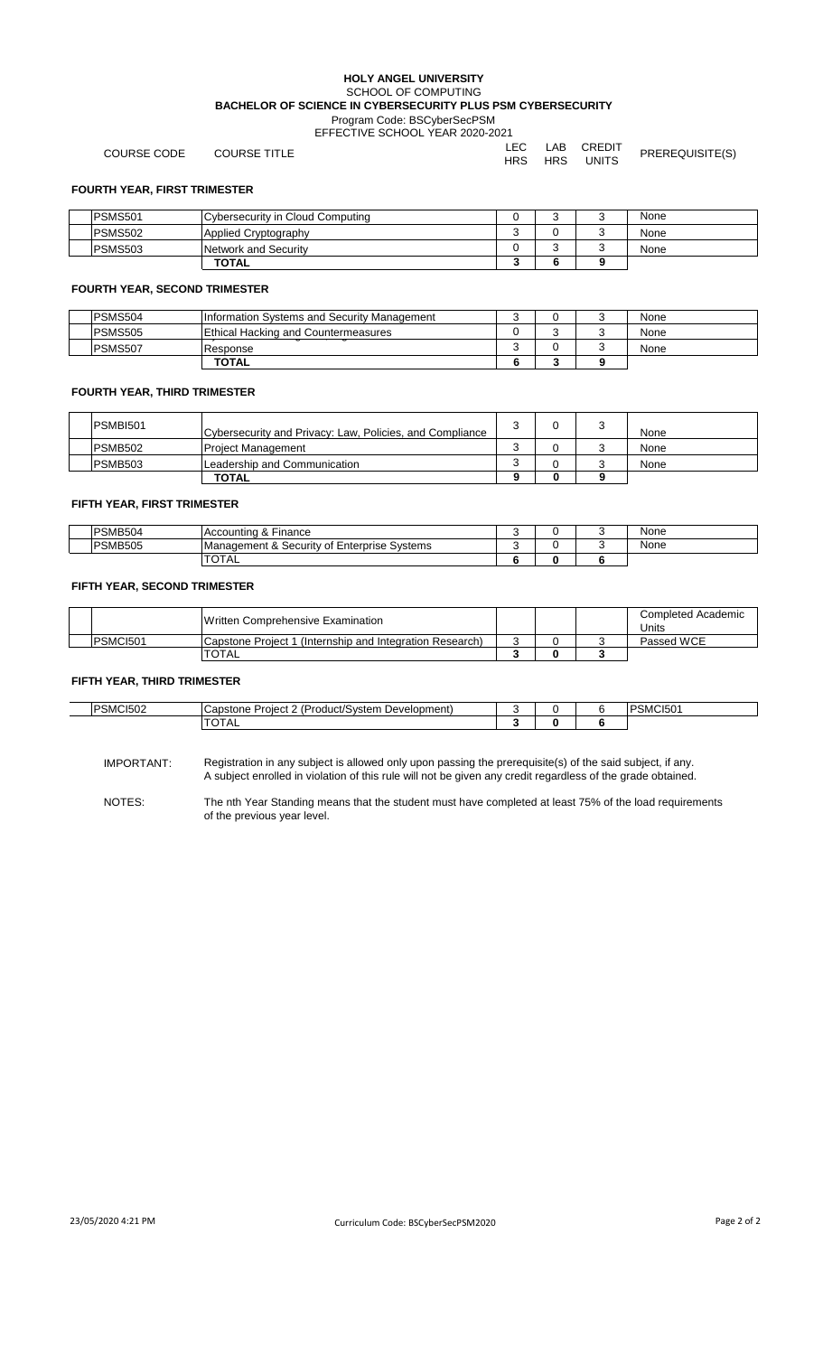**HOLY ANGEL UNIVERSITY**
SCHOOL OF COMPUTING
**BACHELOR OF SCIENCE IN CYBERSECURITY PLUS PSM CYBERSECURITY**
Program Code: BSCyberSecPSM
EFFECTIVE SCHOOL YEAR 2020-2021

### FOURTH YEAR, FIRST TRIMESTER

| COURSE CODE | COURSE TITLE | LEC HRS | LAB HRS | CREDIT UNITS | PREREQUISITE(S) |
|---|---|---|---|---|---|
| PSMS501 | Cybersecurity in Cloud Computing | 0 | 3 | 3 | None |
| PSMS502 | Applied Cryptography | 3 | 0 | 3 | None |
| PSMS503 | Network and Security | 0 | 3 | 3 | None |
| | **TOTAL** | **3** | **6** | **9** | |

### FOURTH YEAR, SECOND TRIMESTER

| COURSE CODE | COURSE TITLE | LEC HRS | LAB HRS | CREDIT UNITS | PREREQUISITE(S) |
|---|---|---|---|---|---|
| PSMS504 | Information Systems and Security Management | 3 | 0 | 3 | None |
| PSMS505 | Ethical Hacking and Countermeasures | 0 | 3 | 3 | None |
| PSMS507 | Response | 3 | 0 | 3 | None |
| | **TOTAL** | **6** | **3** | **9** | |

### FOURTH YEAR, THIRD TRIMESTER

| COURSE CODE | COURSE TITLE | LEC HRS | LAB HRS | CREDIT UNITS | PREREQUISITE(S) |
|---|---|---|---|---|---|
| PSMBI501 | Cybersecurity and Privacy: Law, Policies, and Compliance | 3 | 0 | 3 | None |
| PSMB502 | Project Management | 3 | 0 | 3 | None |
| PSMB503 | Leadership and Communication | 3 | 0 | 3 | None |
| | **TOTAL** | **9** | **0** | **9** | |

### FIFTH YEAR, FIRST TRIMESTER

| COURSE CODE | COURSE TITLE | LEC HRS | LAB HRS | CREDIT UNITS | PREREQUISITE(S) |
|---|---|---|---|---|---|
| PSMB504 | Accounting & Finance | 3 | 0 | 3 | None |
| PSMB505 | Management & Security of Enterprise Systems | 3 | 0 | 3 | None |
| | TOTAL | **6** | **0** | **6** | |

### FIFTH YEAR, SECOND TRIMESTER

| COURSE CODE | COURSE TITLE | LEC HRS | LAB HRS | CREDIT UNITS | PREREQUISITE(S) |
|---|---|---|---|---|---|
| | Written Comprehensive Examination | | | | Completed Academic Units |
| PSMCI501 | Capstone Project 1 (Internship and Integration Research) | 3 | 0 | 3 | Passed WCE |
| | TOTAL | **3** | **0** | **3** | |

### FIFTH YEAR, THIRD TRIMESTER

| COURSE CODE | COURSE TITLE | LEC HRS | LAB HRS | CREDIT UNITS | PREREQUISITE(S) |
|---|---|---|---|---|---|
| PSMCI502 | Capstone Project 2 (Product/System Development) | 3 | 0 | 6 | PSMCI501 |
| | TOTAL | **3** | **0** | **6** | |

IMPORTANT: Registration in any subject is allowed only upon passing the prerequisite(s) of the said subject, if any. A subject enrolled in violation of this rule will not be given any credit regardless of the grade obtained.

NOTES: The nth Year Standing means that the student must have completed at least 75% of the load requirements of the previous year level.

23/05/2020 4:21 PM    Curriculum Code: BSCyberSecPSM2020